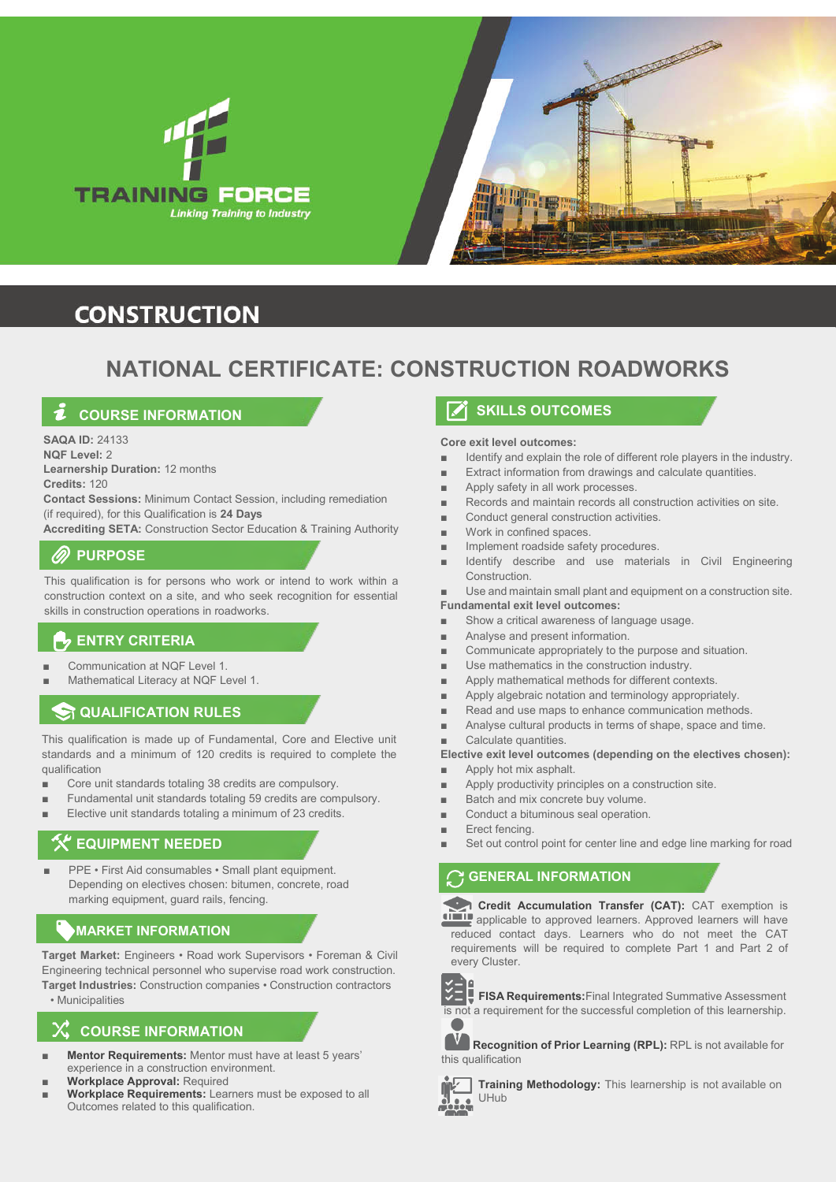TRAINING FORCE
*Linking Training to Industry*

# CONSTRUCTION

## NATIONAL CERTIFICATE: CONSTRUCTION ROADWORKS

### COURSE INFORMATION

**SAQA ID:** 24133
**NQF Level:** 2
**Learnership Duration:** 12 months
**Credits:** 120
**Contact Sessions:** Minimum Contact Session, including remediation (if required), for this Qualification is **24 Days**
**Accrediting SETA:** Construction Sector Education & Training Authority

### PURPOSE

This qualification is for persons who work or intend to work within a construction context on a site, and who seek recognition for essential skills in construction operations in roadworks.

### ENTRY CRITERIA

- Communication at NQF Level 1.
- Mathematical Literacy at NQF Level 1.

### QUALIFICATION RULES

This qualification is made up of Fundamental, Core and Elective unit standards and a minimum of 120 credits is required to complete the qualification

- Core unit standards totaling 38 credits are compulsory.
- Fundamental unit standards totaling 59 credits are compulsory.
- Elective unit standards totaling a minimum of 23 credits.

### EQUIPMENT NEEDED

- PPE • First Aid consumables • Small plant equipment. Depending on electives chosen: bitumen, concrete, road marking equipment, guard rails, fencing.

### MARKET INFORMATION

**Target Market:** Engineers • Road work Supervisors • Foreman & Civil Engineering technical personnel who supervise road work construction.
**Target Industries:** Construction companies • Construction contractors • Municipalities

### COURSE INFORMATION

- **Mentor Requirements:** Mentor must have at least 5 years' experience in a construction environment.
- **Workplace Approval:** Required
- **Workplace Requirements:** Learners must be exposed to all Outcomes related to this qualification.

### SKILLS OUTCOMES

**Core exit level outcomes:**

- Identify and explain the role of different role players in the industry.
- Extract information from drawings and calculate quantities.
- Apply safety in all work processes.
- Records and maintain records all construction activities on site.
- Conduct general construction activities.
- Work in confined spaces.
- Implement roadside safety procedures.
- Identify describe and use materials in Civil Engineering Construction.
- Use and maintain small plant and equipment on a construction site.

**Fundamental exit level outcomes:**

- Show a critical awareness of language usage.
- Analyse and present information.
- Communicate appropriately to the purpose and situation.
- Use mathematics in the construction industry.
- Apply mathematical methods for different contexts.
- Apply algebraic notation and terminology appropriately.
- Read and use maps to enhance communication methods.
- Analyse cultural products in terms of shape, space and time.
- Calculate quantities.

**Elective exit level outcomes (depending on the electives chosen):**

- Apply hot mix asphalt.
- Apply productivity principles on a construction site.
- Batch and mix concrete buy volume.
- Conduct a bituminous seal operation.
- Erect fencing.
- Set out control point for center line and edge line marking for road

### GENERAL INFORMATION

**Credit Accumulation Transfer (CAT):** CAT exemption is applicable to approved learners. Approved learners will have reduced contact days. Learners who do not meet the CAT requirements will be required to complete Part 1 and Part 2 of every Cluster.

**FISA Requirements:** Final Integrated Summative Assessment is not a requirement for the successful completion of this learnership.

**Recognition of Prior Learning (RPL):** RPL is not available for this qualification

**Training Methodology:** This learnership is not available on UHub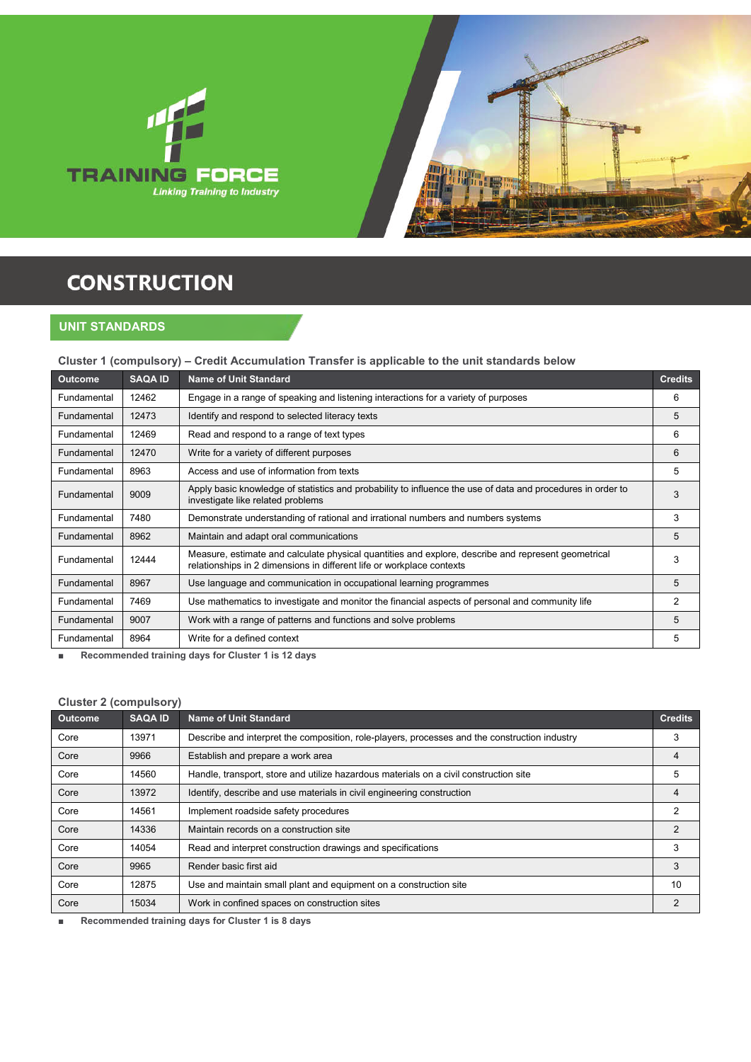TRAINING FORCE

*Linking Training to Industry*

# CONSTRUCTION

## UNIT STANDARDS

### Cluster 1 (compulsory) – Credit Accumulation Transfer is applicable to the unit standards below

| Outcome | SAQA ID | Name of Unit Standard | Credits |
|---|---|---|---|
| Fundamental | 12462 | Engage in a range of speaking and listening interactions for a variety of purposes | 6 |
| Fundamental | 12473 | Identify and respond to selected literacy texts | 5 |
| Fundamental | 12469 | Read and respond to a range of text types | 6 |
| Fundamental | 12470 | Write for a variety of different purposes | 6 |
| Fundamental | 8963 | Access and use of information from texts | 5 |
| Fundamental | 9009 | Apply basic knowledge of statistics and probability to influence the use of data and procedures in order to investigate like related problems | 3 |
| Fundamental | 7480 | Demonstrate understanding of rational and irrational numbers and numbers systems | 3 |
| Fundamental | 8962 | Maintain and adapt oral communications | 5 |
| Fundamental | 12444 | Measure, estimate and calculate physical quantities and explore, describe and represent geometrical relationships in 2 dimensions in different life or workplace contexts | 3 |
| Fundamental | 8967 | Use language and communication in occupational learning programmes | 5 |
| Fundamental | 7469 | Use mathematics to investigate and monitor the financial aspects of personal and community life | 2 |
| Fundamental | 9007 | Work with a range of patterns and functions and solve problems | 5 |
| Fundamental | 8964 | Write for a defined context | 5 |

- **Recommended training days for Cluster 1 is 12 days**

### Cluster 2 (compulsory)

| Outcome | SAQA ID | Name of Unit Standard | Credits |
|---|---|---|---|
| Core | 13971 | Describe and interpret the composition, role-players, processes and the construction industry | 3 |
| Core | 9966 | Establish and prepare a work area | 4 |
| Core | 14560 | Handle, transport, store and utilize hazardous materials on a civil construction site | 5 |
| Core | 13972 | Identify, describe and use materials in civil engineering construction | 4 |
| Core | 14561 | Implement roadside safety procedures | 2 |
| Core | 14336 | Maintain records on a construction site | 2 |
| Core | 14054 | Read and interpret construction drawings and specifications | 3 |
| Core | 9965 | Render basic first aid | 3 |
| Core | 12875 | Use and maintain small plant and equipment on a construction site | 10 |
| Core | 15034 | Work in confined spaces on construction sites | 2 |

- **Recommended training days for Cluster 1 is 8 days**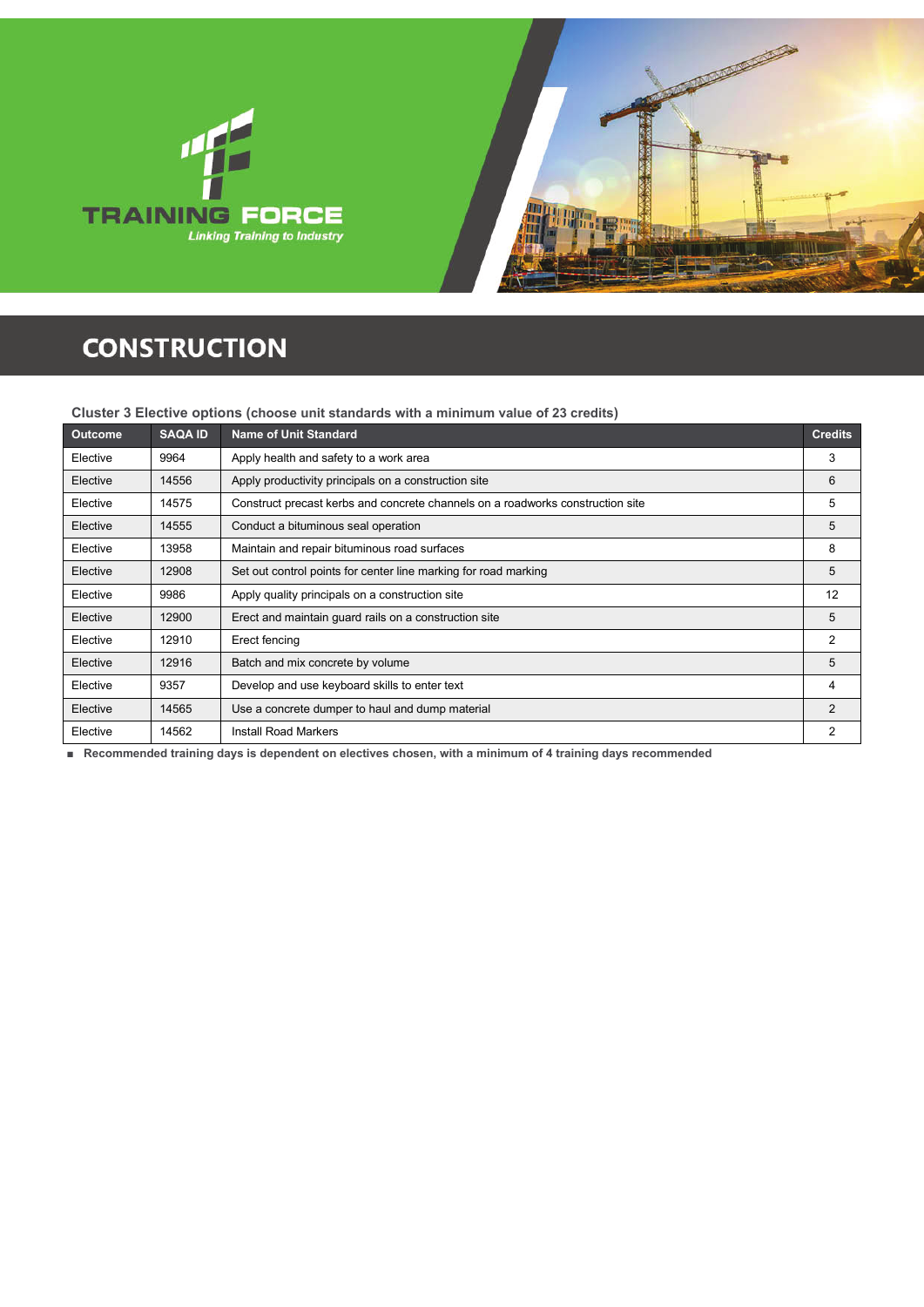# CONSTRUCTION

**Cluster 3 Elective options (choose unit standards with a minimum value of 23 credits)**

| Outcome | SAQA ID | Name of Unit Standard | Credits |
|---|---|---|---|
| Elective | 9964 | Apply health and safety to a work area | 3 |
| Elective | 14556 | Apply productivity principals on a construction site | 6 |
| Elective | 14575 | Construct precast kerbs and concrete channels on a roadworks construction site | 5 |
| Elective | 14555 | Conduct a bituminous seal operation | 5 |
| Elective | 13958 | Maintain and repair bituminous road surfaces | 8 |
| Elective | 12908 | Set out control points for center line marking for road marking | 5 |
| Elective | 9986 | Apply quality principals on a construction site | 12 |
| Elective | 12900 | Erect and maintain guard rails on a construction site | 5 |
| Elective | 12910 | Erect fencing | 2 |
| Elective | 12916 | Batch and mix concrete by volume | 5 |
| Elective | 9357 | Develop and use keyboard skills to enter text | 4 |
| Elective | 14565 | Use a concrete dumper to haul and dump material | 2 |
| Elective | 14562 | Install Road Markers | 2 |

- **Recommended training days is dependent on electives chosen, with a minimum of 4 training days recommended**